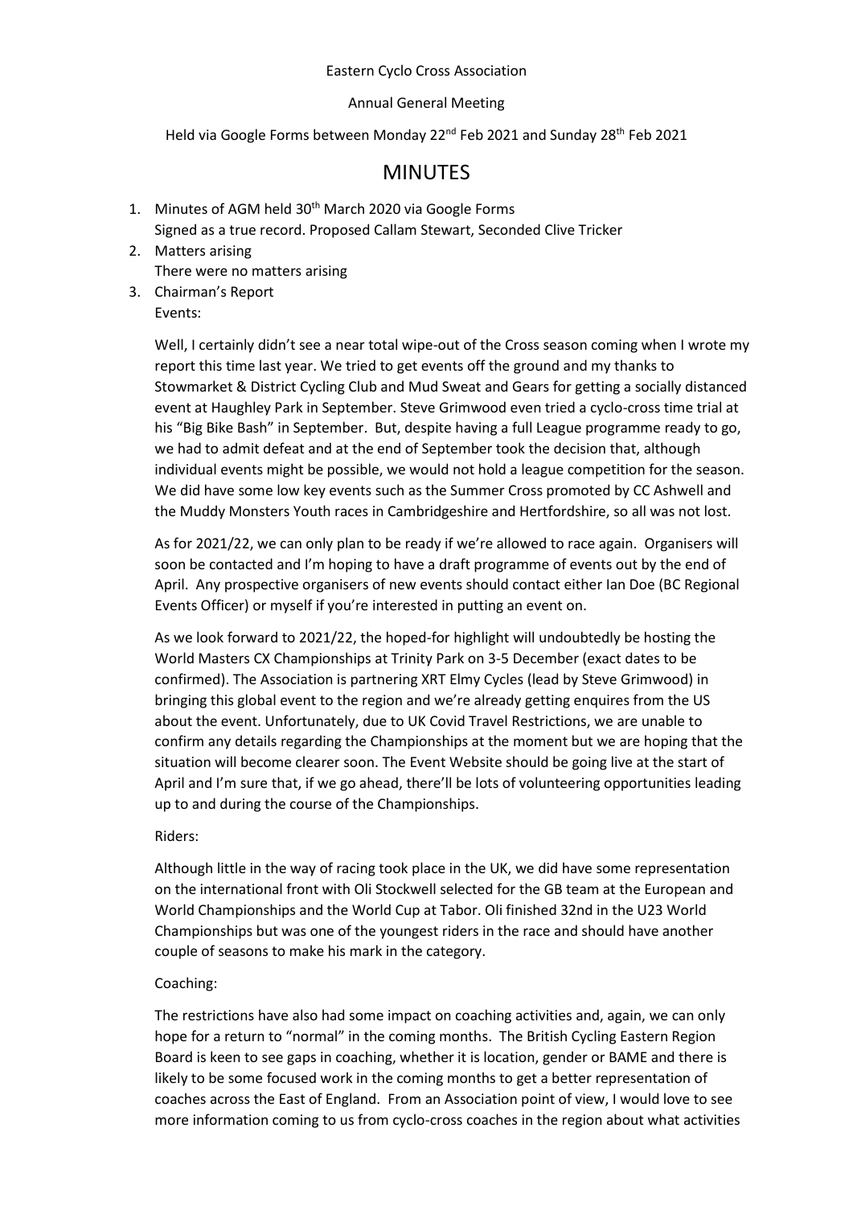Eastern Cyclo Cross Association

Annual General Meeting

Held via Google Forms between Monday 22nd Feb 2021 and Sunday 28th Feb 2021

# MINUTES

1. Minutes of AGM held 30th March 2020 via Google Forms
   Signed as a true record. Proposed Callam Stewart, Seconded Clive Tricker
2. Matters arising
   There were no matters arising
3. Chairman's Report
   Events:

   Well, I certainly didn't see a near total wipe-out of the Cross season coming when I wrote my report this time last year. We tried to get events off the ground and my thanks to Stowmarket & District Cycling Club and Mud Sweat and Gears for getting a socially distanced event at Haughley Park in September. Steve Grimwood even tried a cyclo-cross time trial at his "Big Bike Bash" in September. But, despite having a full League programme ready to go, we had to admit defeat and at the end of September took the decision that, although individual events might be possible, we would not hold a league competition for the season. We did have some low key events such as the Summer Cross promoted by CC Ashwell and the Muddy Monsters Youth races in Cambridgeshire and Hertfordshire, so all was not lost.

   As for 2021/22, we can only plan to be ready if we're allowed to race again. Organisers will soon be contacted and I'm hoping to have a draft programme of events out by the end of April. Any prospective organisers of new events should contact either Ian Doe (BC Regional Events Officer) or myself if you're interested in putting an event on.

   As we look forward to 2021/22, the hoped-for highlight will undoubtedly be hosting the World Masters CX Championships at Trinity Park on 3-5 December (exact dates to be confirmed). The Association is partnering XRT Elmy Cycles (lead by Steve Grimwood) in bringing this global event to the region and we're already getting enquires from the US about the event. Unfortunately, due to UK Covid Travel Restrictions, we are unable to confirm any details regarding the Championships at the moment but we are hoping that the situation will become clearer soon. The Event Website should be going live at the start of April and I'm sure that, if we go ahead, there'll be lots of volunteering opportunities leading up to and during the course of the Championships.

   Riders:

   Although little in the way of racing took place in the UK, we did have some representation on the international front with Oli Stockwell selected for the GB team at the European and World Championships and the World Cup at Tabor. Oli finished 32nd in the U23 World Championships but was one of the youngest riders in the race and should have another couple of seasons to make his mark in the category.

   Coaching:

   The restrictions have also had some impact on coaching activities and, again, we can only hope for a return to "normal" in the coming months. The British Cycling Eastern Region Board is keen to see gaps in coaching, whether it is location, gender or BAME and there is likely to be some focused work in the coming months to get a better representation of coaches across the East of England. From an Association point of view, I would love to see more information coming to us from cyclo-cross coaches in the region about what activities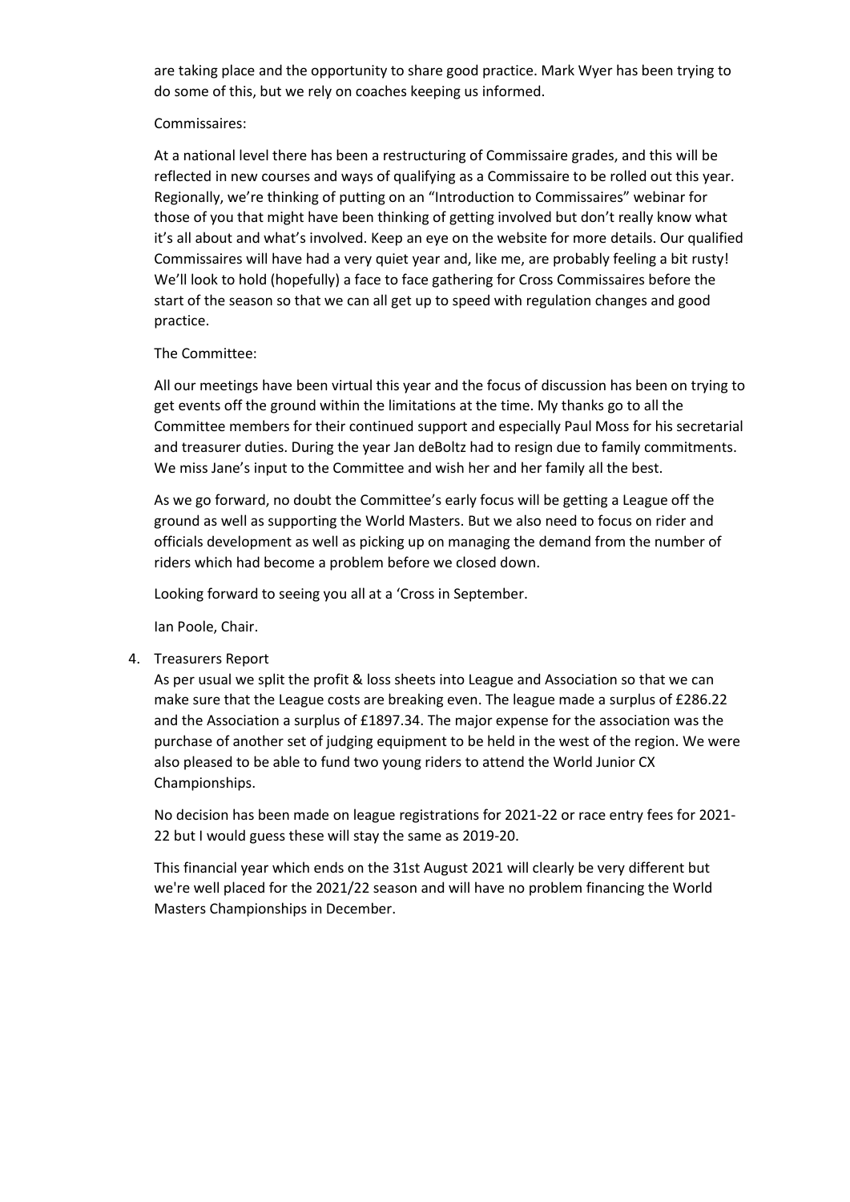are taking place and the opportunity to share good practice. Mark Wyer has been trying to do some of this, but we rely on coaches keeping us informed.

Commissaires:

At a national level there has been a restructuring of Commissaire grades, and this will be reflected in new courses and ways of qualifying as a Commissaire to be rolled out this year. Regionally, we're thinking of putting on an "Introduction to Commissaires" webinar for those of you that might have been thinking of getting involved but don't really know what it's all about and what's involved. Keep an eye on the website for more details. Our qualified Commissaires will have had a very quiet year and, like me, are probably feeling a bit rusty! We'll look to hold (hopefully) a face to face gathering for Cross Commissaires before the start of the season so that we can all get up to speed with regulation changes and good practice.

The Committee:

All our meetings have been virtual this year and the focus of discussion has been on trying to get events off the ground within the limitations at the time. My thanks go to all the Committee members for their continued support and especially Paul Moss for his secretarial and treasurer duties. During the year Jan deBoltz had to resign due to family commitments. We miss Jane's input to the Committee and wish her and her family all the best.

As we go forward, no doubt the Committee's early focus will be getting a League off the ground as well as supporting the World Masters. But we also need to focus on rider and officials development as well as picking up on managing the demand from the number of riders which had become a problem before we closed down.

Looking forward to seeing you all at a 'Cross in September.

Ian Poole, Chair.

4. Treasurers Report

   As per usual we split the profit & loss sheets into League and Association so that we can make sure that the League costs are breaking even. The league made a surplus of £286.22 and the Association a surplus of £1897.34. The major expense for the association was the purchase of another set of judging equipment to be held in the west of the region. We were also pleased to be able to fund two young riders to attend the World Junior CX Championships.

   No decision has been made on league registrations for 2021-22 or race entry fees for 2021-22 but I would guess these will stay the same as 2019-20.

   This financial year which ends on the 31st August 2021 will clearly be very different but we're well placed for the 2021/22 season and will have no problem financing the World Masters Championships in December.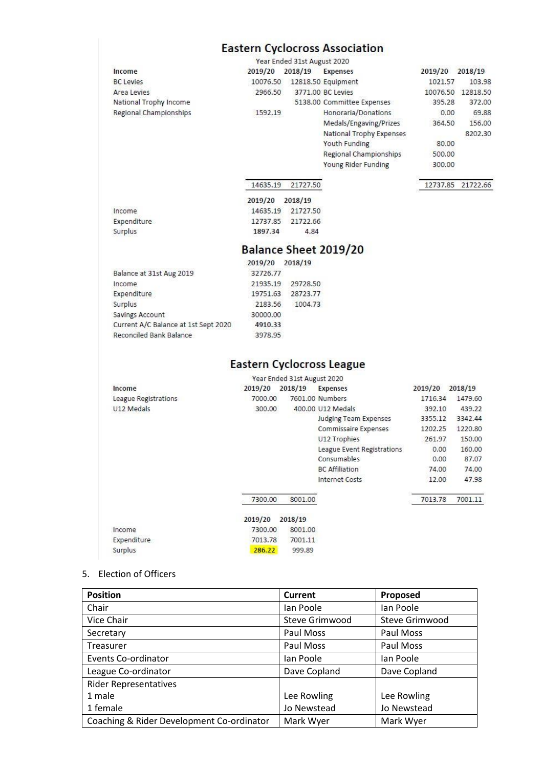## Eastern Cyclocross Association

Year Ended 31st August 2020

| Income | 2019/20 | 2018/19 | Expenses | 2019/20 | 2018/19 |
|---|---|---|---|---|---|
| BC Levies | 10076.50 | 12818.50 | Equipment | 1021.57 | 103.98 |
| Area Levies | 2966.50 | 3771.00 | BC Levies | 10076.50 | 12818.50 |
| National Trophy Income | | 5138.00 | Committee Expenses | 395.28 | 372.00 |
| Regional Championships | 1592.19 | | Honoraria/Donations | 0.00 | 69.88 |
| | | | Medals/Engaving/Prizes | 364.50 | 156.00 |
| | | | National Trophy Expenses | | 8202.30 |
| | | | Youth Funding | 80.00 | |
| | | | Regional Championships | 500.00 | |
| | | | Young Rider Funding | 300.00 | |
| | 14635.19 | 21727.50 | | 12737.85 | 21722.66 |

| | 2019/20 | 2018/19 |
|---|---|---|
| Income | 14635.19 | 21727.50 |
| Expenditure | 12737.85 | 21722.66 |
| Surplus | **1897.34** | 4.84 |

## Balance Sheet 2019/20

| | 2019/20 | 2018/19 |
|---|---|---|
| Balance at 31st Aug 2019 | 32726.77 | |
| Income | 21935.19 | 29728.50 |
| Expenditure | 19751.63 | 28723.77 |
| Surplus | 2183.56 | 1004.73 |
| Savings Account | 30000.00 | |
| Current A/C Balance at 1st Sept 2020 | **4910.33** | |
| Reconciled Bank Balance | 3978.95 | |

## Eastern Cyclocross League

Year Ended 31st August 2020

| Income | 2019/20 | 2018/19 | Expenses | 2019/20 | 2018/19 |
|---|---|---|---|---|---|
| League Registrations | 7000.00 | 7601.00 | Numbers | 1716.34 | 1479.60 |
| U12 Medals | 300.00 | 400.00 | U12 Medals | 392.10 | 439.22 |
| | | | Judging Team Expenses | 3355.12 | 3342.44 |
| | | | Commissaire Expenses | 1202.25 | 1220.80 |
| | | | U12 Trophies | 261.97 | 150.00 |
| | | | League Event Registrations | 0.00 | 160.00 |
| | | | Consumables | 0.00 | 87.07 |
| | | | BC Affiliation | 74.00 | 74.00 |
| | | | Internet Costs | 12.00 | 47.98 |
| | 7300.00 | 8001.00 | | 7013.78 | 7001.11 |

| | 2019/20 | 2018/19 |
|---|---|---|
| Income | 7300.00 | 8001.00 |
| Expenditure | 7013.78 | 7001.11 |
| Surplus | 286.22 | 999.89 |

5. Election of Officers

| Position | Current | Proposed |
|---|---|---|
| Chair | Ian Poole | Ian Poole |
| Vice Chair | Steve Grimwood | Steve Grimwood |
| Secretary | Paul Moss | Paul Moss |
| Treasurer | Paul Moss | Paul Moss |
| Events Co-ordinator | Ian Poole | Ian Poole |
| League Co-ordinator | Dave Copland | Dave Copland |
| Rider Representatives | | |
| 1 male | Lee Rowling | Lee Rowling |
| 1 female | Jo Newstead | Jo Newstead |
| Coaching & Rider Development Co-ordinator | Mark Wyer | Mark Wyer |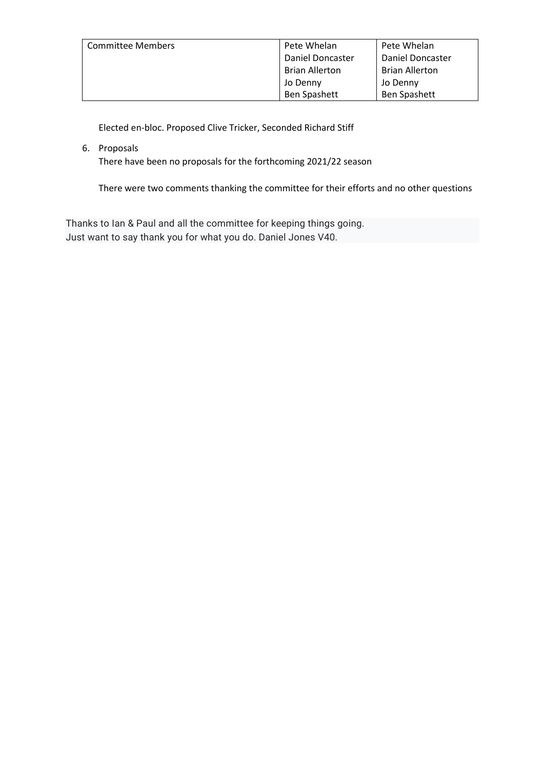| | | |
|---|---|---|
| Committee Members | Pete Whelan<br>Daniel Doncaster<br>Brian Allerton<br>Jo Denny<br>Ben Spashett | Pete Whelan<br>Daniel Doncaster<br>Brian Allerton<br>Jo Denny<br>Ben Spashett |

Elected en-bloc. Proposed Clive Tricker, Seconded Richard Stiff

6. Proposals

   There have been no proposals for the forthcoming 2021/22 season

   There were two comments thanking the committee for their efforts and no other questions

Thanks to Ian & Paul and all the committee for keeping things going.
Just want to say thank you for what you do. Daniel Jones V40.